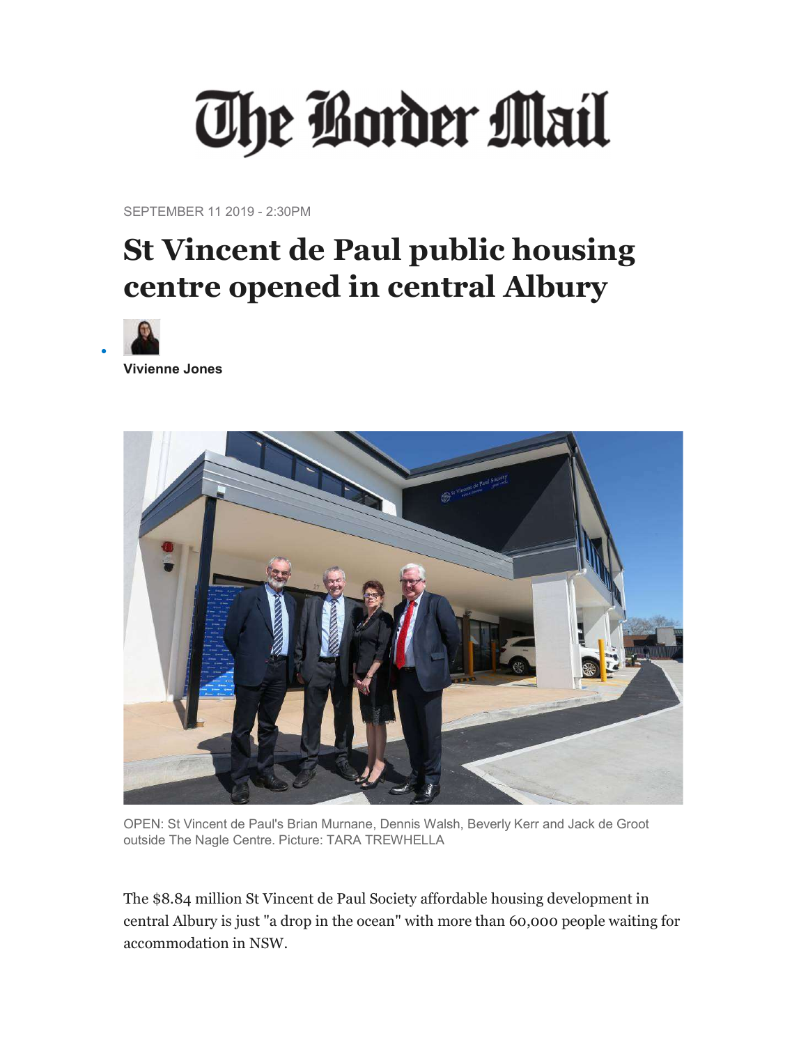# The Border Mail

SEPTEMBER 11 2019 - 2:30PM

# St Vincent de Paul public housing centre opened in central Albury

**Vivienne Jones**

OPEN: St Vincent de Paul's Brian Murnane, Dennis Walsh, Beverly Kerr and Jack de Groot outside The Nagle Centre. Picture: TARA TREWHELLA

The $8.84 million St Vincent de Paul Society affordable housing development in central Albury is just "a drop in the ocean" with more than 60,000 people waiting for accommodation in NSW.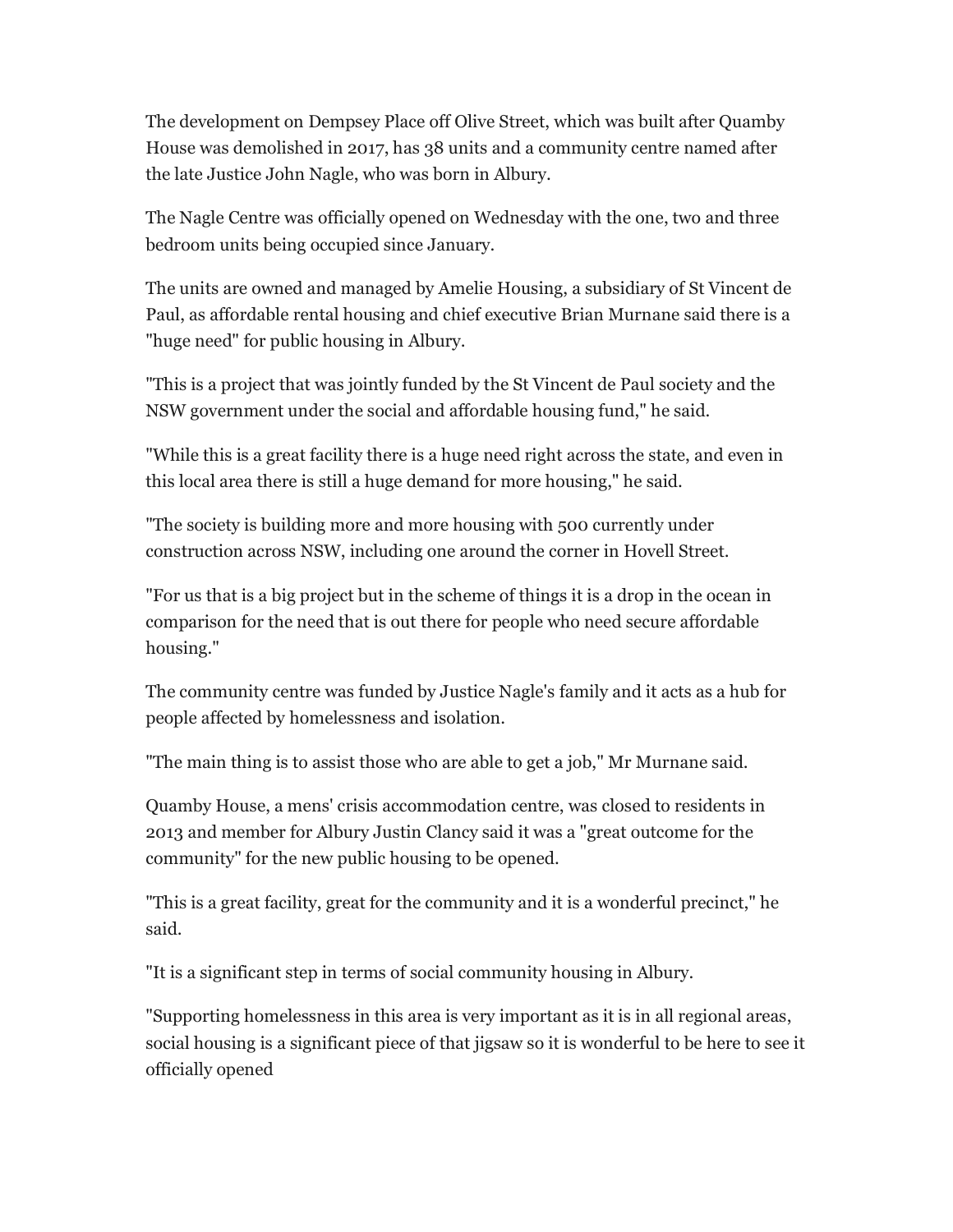The development on Dempsey Place off Olive Street, which was built after Quamby House was demolished in 2017, has 38 units and a community centre named after the late Justice John Nagle, who was born in Albury.

The Nagle Centre was officially opened on Wednesday with the one, two and three bedroom units being occupied since January.

The units are owned and managed by Amelie Housing, a subsidiary of St Vincent de Paul, as affordable rental housing and chief executive Brian Murnane said there is a "huge need" for public housing in Albury.

"This is a project that was jointly funded by the St Vincent de Paul society and the NSW government under the social and affordable housing fund," he said.

"While this is a great facility there is a huge need right across the state, and even in this local area there is still a huge demand for more housing," he said.

"The society is building more and more housing with 500 currently under construction across NSW, including one around the corner in Hovell Street.

"For us that is a big project but in the scheme of things it is a drop in the ocean in comparison for the need that is out there for people who need secure affordable housing."

The community centre was funded by Justice Nagle's family and it acts as a hub for people affected by homelessness and isolation.

"The main thing is to assist those who are able to get a job," Mr Murnane said.

Quamby House, a mens' crisis accommodation centre, was closed to residents in 2013 and member for Albury Justin Clancy said it was a "great outcome for the community" for the new public housing to be opened.

"This is a great facility, great for the community and it is a wonderful precinct," he said.

"It is a significant step in terms of social community housing in Albury.

"Supporting homelessness in this area is very important as it is in all regional areas, social housing is a significant piece of that jigsaw so it is wonderful to be here to see it officially opened